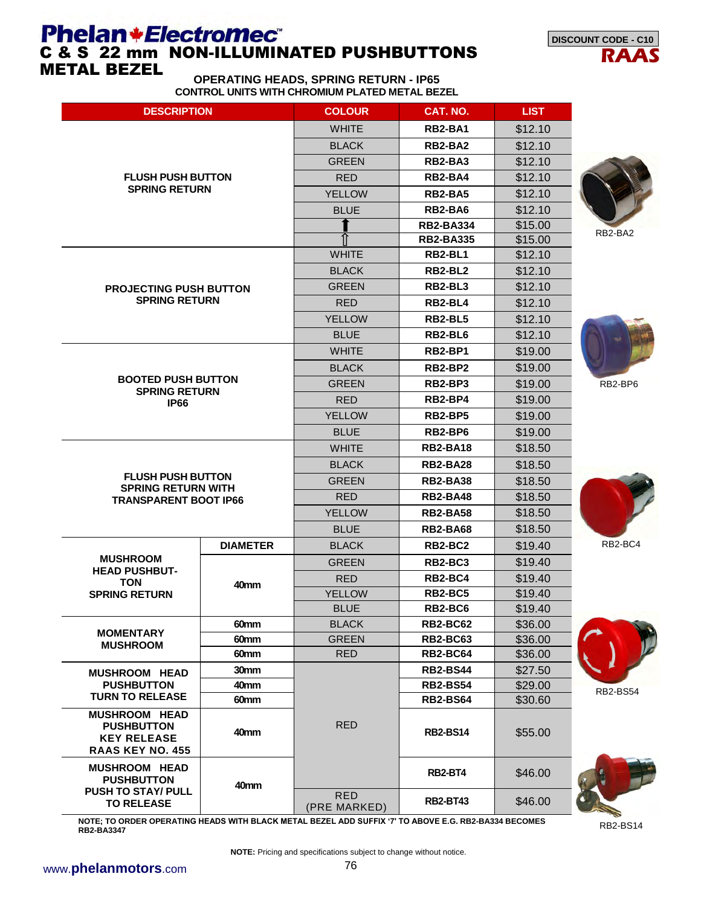# Phelan Electromec

## C & S 22 mm NON-ILLUMINATED PUSHBUTTONS METAL BEZEL

DISCOUNT CODE - C10

RAAS

### OPERATING HEADS, SPRING RETURN - IP65

**CONTROL UNITS WITH CHROMIUM PLATED METAL BEZEL**

| DESCRIPTION | | COLOUR | CAT. NO. | LIST |
|---|---|---|---|---|
| FLUSH PUSH BUTTON SPRING RETURN | | WHITE | RB2-BA1 | $12.10 |
| | | BLACK | RB2-BA2 | $12.10 |
| | | GREEN | RB2-BA3 | $12.10 |
| | | RED | RB2-BA4 | $12.10 |
| | | YELLOW | RB2-BA5 | $12.10 |
| | | BLUE | RB2-BA6 | $12.10 |
| | | ⬆ | RB2-BA334 | $15.00 |
| | | ⇧ | RB2-BA335 | $15.00 |
| PROJECTING PUSH BUTTON SPRING RETURN | | WHITE | RB2-BL1 | $12.10 |
| | | BLACK | RB2-BL2 | $12.10 |
| | | GREEN | RB2-BL3 | $12.10 |
| | | RED | RB2-BL4 | $12.10 |
| | | YELLOW | RB2-BL5 | $12.10 |
| | | BLUE | RB2-BL6 | $12.10 |
| BOOTED PUSH BUTTON SPRING RETURN IP66 | | WHITE | RB2-BP1 | $19.00 |
| | | BLACK | RB2-BP2 | $19.00 |
| | | GREEN | RB2-BP3 | $19.00 |
| | | RED | RB2-BP4 | $19.00 |
| | | YELLOW | RB2-BP5 | $19.00 |
| | | BLUE | RB2-BP6 | $19.00 |
| FLUSH PUSH BUTTON SPRING RETURN WITH TRANSPARENT BOOT IP66 | | WHITE | RB2-BA18 | $18.50 |
| | | BLACK | RB2-BA28 | $18.50 |
| | | GREEN | RB2-BA38 | $18.50 |
| | | RED | RB2-BA48 | $18.50 |
| | | YELLOW | RB2-BA58 | $18.50 |
| | | BLUE | RB2-BA68 | $18.50 |
| MUSHROOM HEAD PUSHBUTTON SPRING RETURN | DIAMETER | BLACK | RB2-BC2 | $19.40 |
| | 40mm | GREEN | RB2-BC3 | $19.40 |
| | 40mm | RED | RB2-BC4 | $19.40 |
| | 40mm | YELLOW | RB2-BC5 | $19.40 |
| | 40mm | BLUE | RB2-BC6 | $19.40 |
| MOMENTARY MUSHROOM | 60mm | BLACK | RB2-BC62 | $36.00 |
| | 60mm | GREEN | RB2-BC63 | $36.00 |
| | 60mm | RED | RB2-BC64 | $36.00 |
| MUSHROOM HEAD PUSHBUTTON TURN TO RELEASE | 30mm | RED | RB2-BS44 | $27.50 |
| | 40mm | RED | RB2-BS54 | $29.00 |
| | 60mm | RED | RB2-BS64 | $30.60 |
| MUSHROOM HEAD PUSHBUTTON KEY RELEASE RAAS KEY NO. 455 | 40mm | RED | RB2-BS14 | $55.00 |
| MUSHROOM HEAD PUSHBUTTON PUSH TO STAY/ PULL TO RELEASE | 40mm | RED | RB2-BT4 | $46.00 |
| | 40mm | RED (PRE MARKED) | RB2-BT43 | $46.00 |

RB2-BA2

RB2-BP6

RB2-BC4

RB2-BS54

RB2-BS14

**NOTE; TO ORDER OPERATING HEADS WITH BLACK METAL BEZEL ADD SUFFIX '7' TO ABOVE E.G. RB2-BA334 BECOMES RB2-BA3347**

**NOTE:** Pricing and specifications subject to change without notice.

www.phelanmotors.com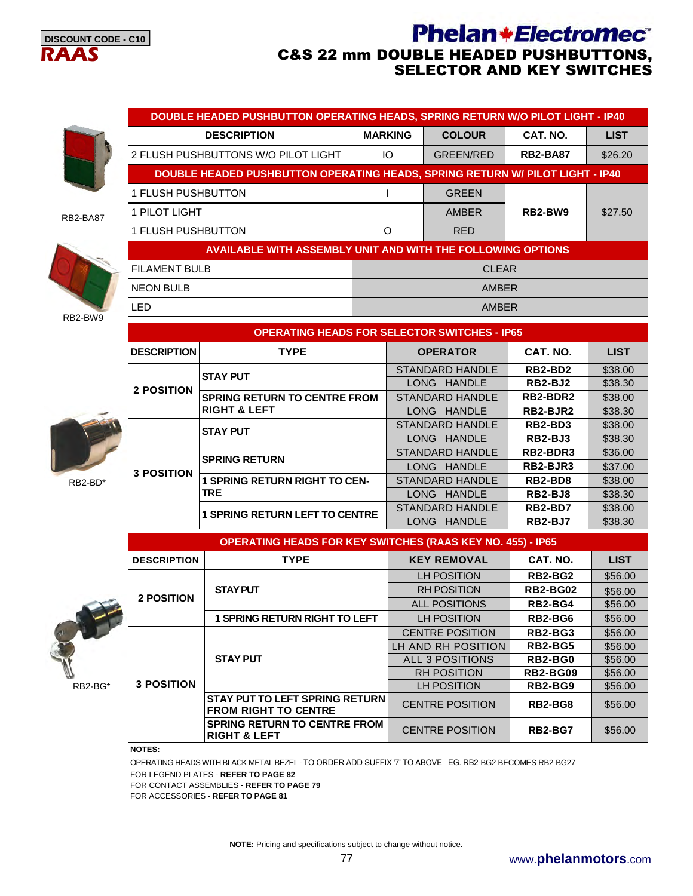DISCOUNT CODE - C10

**RAAS**

# Phelan Electromec

## C&S 22 mm DOUBLE HEADED PUSHBUTTONS, SELECTOR AND KEY SWITCHES

| DOUBLE HEADED PUSHBUTTON OPERATING HEADS, SPRING RETURN W/O PILOT LIGHT - IP40 | | | | |
|---|---|---|---|---|
| **DESCRIPTION** | **MARKING** | **COLOUR** | **CAT. NO.** | **LIST** |
| 2 FLUSH PUSHBUTTONS W/O PILOT LIGHT | IO | GREEN/RED | **RB2-BA87** | $26.20 |
| **DOUBLE HEADED PUSHBUTTON OPERATING HEADS, SPRING RETURN W/ PILOT LIGHT - IP40** | | | | |
| 1 FLUSH PUSHBUTTON | I | GREEN | **RB2-BW9** | $27.50 |
| 1 PILOT LIGHT | | AMBER | | |
| 1 FLUSH PUSHBUTTON | O | RED | | |
| **AVAILABLE WITH ASSEMBLY UNIT AND WITH THE FOLLOWING OPTIONS** | | | | |
| FILAMENT BULB | CLEAR | | | |
| NEON BULB | AMBER | | | |
| LED | AMBER | | | |

RB2-BA87

RB2-BW9

| OPERATING HEADS FOR SELECTOR SWITCHES - IP65 | | | | |
|---|---|---|---|---|
| **DESCRIPTION** | **TYPE** | **OPERATOR** | **CAT. NO.** | **LIST** |
| **2 POSITION** | **STAY PUT** | STANDARD HANDLE | **RB2-BD2** | $38.00 |
| | | LONG HANDLE | **RB2-BJ2** | $38.30 |
| | **SPRING RETURN TO CENTRE FROM RIGHT & LEFT** | STANDARD HANDLE | **RB2-BDR2** | $38.00 |
| | | LONG HANDLE | **RB2-BJR2** | $38.30 |
| **3 POSITION** | **STAY PUT** | STANDARD HANDLE | **RB2-BD3** | $38.00 |
| | | LONG HANDLE | **RB2-BJ3** | $38.30 |
| | **SPRING RETURN** | STANDARD HANDLE | **RB2-BDR3** | $36.00 |
| | | LONG HANDLE | **RB2-BJR3** | $37.00 |
| | **1 SPRING RETURN RIGHT TO CENTRE** | STANDARD HANDLE | **RB2-BD8** | $38.00 |
| | | LONG HANDLE | **RB2-BJ8** | $38.30 |
| | **1 SPRING RETURN LEFT TO CENTRE** | STANDARD HANDLE | **RB2-BD7** | $38.00 |
| | | LONG HANDLE | **RB2-BJ7** | $38.30 |

RB2-BD*

| OPERATING HEADS FOR KEY SWITCHES (RAAS KEY NO. 455) - IP65 | | | | |
|---|---|---|---|---|
| **DESCRIPTION** | **TYPE** | **KEY REMOVAL** | **CAT. NO.** | **LIST** |
| **2 POSITION** | **STAY PUT** | LH POSITION | **RB2-BG2** | $56.00 |
| | | RH POSITION | **RB2-BG02** | $56.00 |
| | | ALL POSITIONS | **RB2-BG4** | $56.00 |
| | **1 SPRING RETURN RIGHT TO LEFT** | LH POSITION | **RB2-BG6** | $56.00 |
| **3 POSITION** | **STAY PUT** | CENTRE POSITION | **RB2-BG3** | $56.00 |
| | | LH AND RH POSITION | **RB2-BG5** | $56.00 |
| | | ALL 3 POSITIONS | **RB2-BG0** | $56.00 |
| | | RH POSITION | **RB2-BG09** | $56.00 |
| | | LH POSITION | **RB2-BG9** | $56.00 |
| | **STAY PUT TO LEFT SPRING RETURN FROM RIGHT TO CENTRE** | CENTRE POSITION | **RB2-BG8** | $56.00 |
| | **SPRING RETURN TO CENTRE FROM RIGHT & LEFT** | CENTRE POSITION | **RB2-BG7** | $56.00 |

RB2-BG*

**NOTES:**

OPERATING HEADS WITH BLACK METAL BEZEL - TO ORDER ADD SUFFIX '7' TO ABOVE EG. RB2-BG2 BECOMES RB2-BG27

FOR LEGEND PLATES - **REFER TO PAGE 82**

FOR CONTACT ASSEMBLIES - **REFER TO PAGE 79**

FOR ACCESSORIES - **REFER TO PAGE 81**

**NOTE:** Pricing and specifications subject to change without notice.

www.**phelanmotors**.com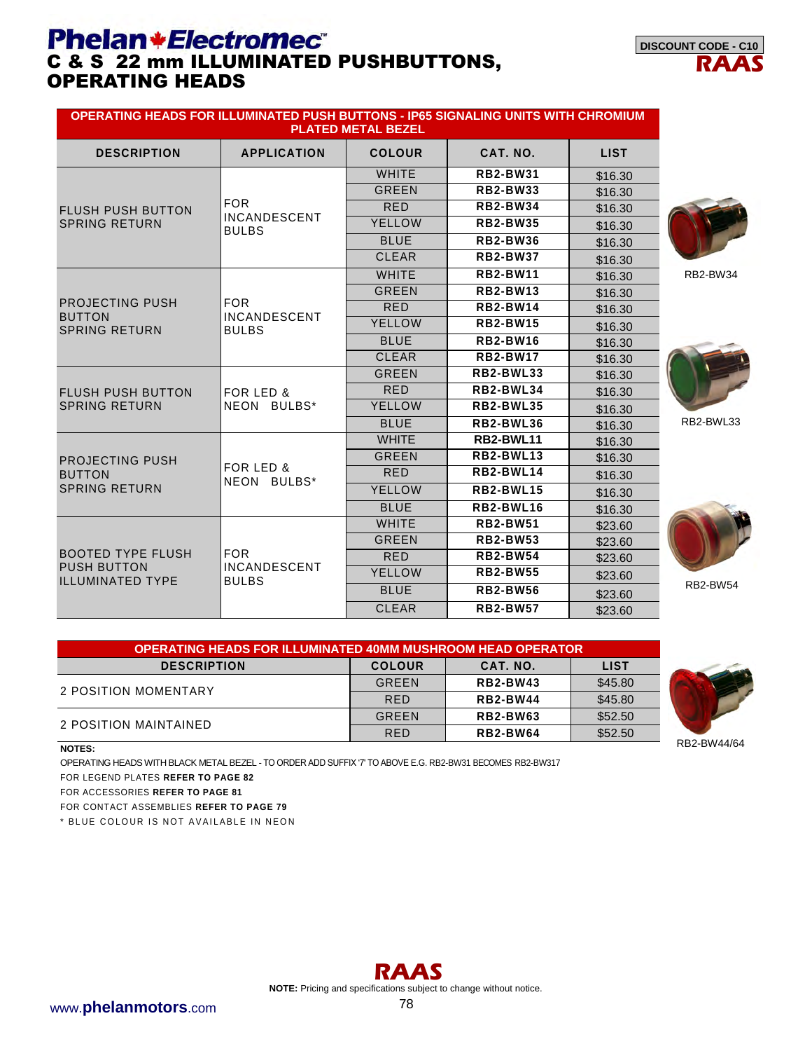# Phelan Electromec

## C & S 22 mm ILLUMINATED PUSHBUTTONS, OPERATING HEADS

DISCOUNT CODE - C10

RAAS

**OPERATING HEADS FOR ILLUMINATED PUSH BUTTONS - IP65 SIGNALING UNITS WITH CHROMIUM PLATED METAL BEZEL**

| DESCRIPTION | APPLICATION | COLOUR | CAT. NO. | LIST |
|---|---|---|---|---|
| FLUSH PUSH BUTTON SPRING RETURN | FOR INCANDESCENT BULBS | WHITE | **RB2-BW31** | $16.30 |
| | | GREEN | **RB2-BW33** | $16.30 |
| | | RED | **RB2-BW34** | $16.30 |
| | | YELLOW | **RB2-BW35** | $16.30 |
| | | BLUE | **RB2-BW36** | $16.30 |
| | | CLEAR | **RB2-BW37** | $16.30 |
| PROJECTING PUSH BUTTON SPRING RETURN | FOR INCANDESCENT BULBS | WHITE | **RB2-BW11** | $16.30 |
| | | GREEN | **RB2-BW13** | $16.30 |
| | | RED | **RB2-BW14** | $16.30 |
| | | YELLOW | **RB2-BW15** | $16.30 |
| | | BLUE | **RB2-BW16** | $16.30 |
| | | CLEAR | **RB2-BW17** | $16.30 |
| FLUSH PUSH BUTTON SPRING RETURN | FOR LED & NEON BULBS* | GREEN | **RB2-BWL33** | $16.30 |
| | | RED | **RB2-BWL34** | $16.30 |
| | | YELLOW | **RB2-BWL35** | $16.30 |
| | | BLUE | **RB2-BWL36** | $16.30 |
| PROJECTING PUSH BUTTON SPRING RETURN | FOR LED & NEON BULBS* | WHITE | **RB2-BWL11** | $16.30 |
| | | GREEN | **RB2-BWL13** | $16.30 |
| | | RED | **RB2-BWL14** | $16.30 |
| | | YELLOW | **RB2-BWL15** | $16.30 |
| | | BLUE | **RB2-BWL16** | $16.30 |
| BOOTED TYPE FLUSH PUSH BUTTON ILLUMINATED TYPE | FOR INCANDESCENT BULBS | WHITE | **RB2-BW51** | $23.60 |
| | | GREEN | **RB2-BW53** | $23.60 |
| | | RED | **RB2-BW54** | $23.60 |
| | | YELLOW | **RB2-BW55** | $23.60 |
| | | BLUE | **RB2-BW56** | $23.60 |
| | | CLEAR | **RB2-BW57** | $23.60 |

RB2-BW34

RB2-BWL33

RB2-BW54

**OPERATING HEADS FOR ILLUMINATED 40MM MUSHROOM HEAD OPERATOR**

| DESCRIPTION | COLOUR | CAT. NO. | LIST |
|---|---|---|---|
| 2 POSITION MOMENTARY | GREEN | **RB2-BW43** | $45.80 |
| | RED | **RB2-BW44** | $45.80 |
| 2 POSITION MAINTAINED | GREEN | **RB2-BW63** | $52.50 |
| | RED | **RB2-BW64** | $52.50 |

RB2-BW44/64

**NOTES:**

OPERATING HEADS WITH BLACK METAL BEZEL - TO ORDER ADD SUFFIX '7' TO ABOVE E.G. RB2-BW31 BECOMES RB2-BW317

FOR LEGEND PLATES **REFER TO PAGE 82**

FOR ACCESSORIES **REFER TO PAGE 81**

FOR CONTACT ASSEMBLIES **REFER TO PAGE 79**

* BLUE COLOUR IS NOT AVAILABLE IN NEON

RAAS

**NOTE:** Pricing and specifications subject to change without notice.

www.**phelanmotors**.com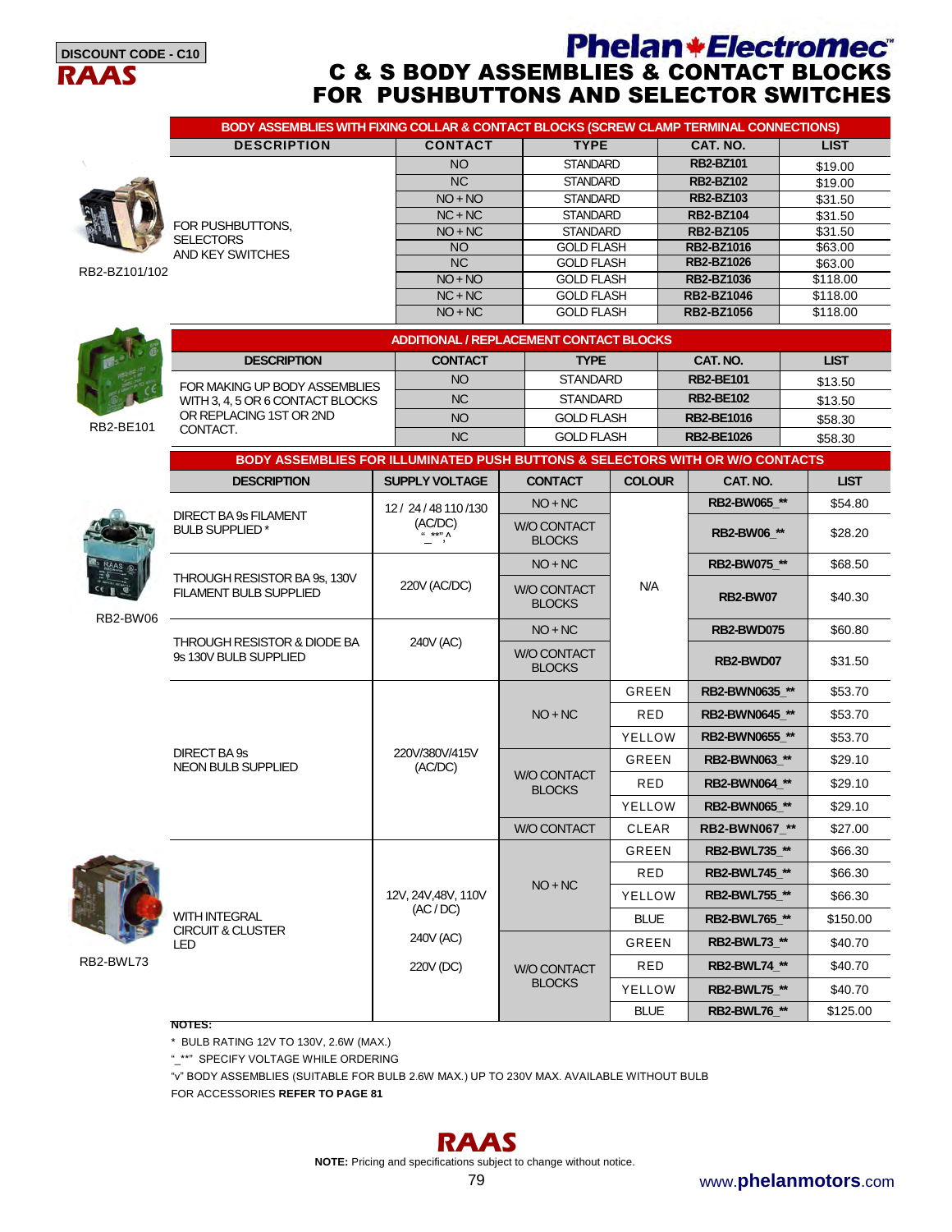DISCOUNT CODE - C10

RAAS

Phelan Electromec

# C & S BODY ASSEMBLIES & CONTACT BLOCKS FOR PUSHBUTTONS AND SELECTOR SWITCHES

## BODY ASSEMBLIES WITH FIXING COLLAR & CONTACT BLOCKS (SCREW CLAMP TERMINAL CONNECTIONS)

| DESCRIPTION | CONTACT | TYPE | CAT. NO. | LIST |
|---|---|---|---|---|
| FOR PUSHBUTTONS, SELECTORS AND KEY SWITCHES | NO | STANDARD | RB2-BZ101 | $19.00 |
| | NC | STANDARD | RB2-BZ102 | $19.00 |
| | NO + NO | STANDARD | RB2-BZ103 | $31.50 |
| | NC + NC | STANDARD | RB2-BZ104 | $31.50 |
| | NO + NC | STANDARD | RB2-BZ105 | $31.50 |
| | NO | GOLD FLASH | RB2-BZ1016 | $63.00 |
| | NC | GOLD FLASH | RB2-BZ1026 | $63.00 |
| | NO + NO | GOLD FLASH | RB2-BZ1036 | $118.00 |
| | NC + NC | GOLD FLASH | RB2-BZ1046 | $118.00 |
| | NO + NC | GOLD FLASH | RB2-BZ1056 | $118.00 |

RB2-BZ101/102

## ADDITIONAL / REPLACEMENT CONTACT BLOCKS

| DESCRIPTION | CONTACT | TYPE | CAT. NO. | LIST |
|---|---|---|---|---|
| FOR MAKING UP BODY ASSEMBLIES WITH 3, 4, 5 OR 6 CONTACT BLOCKS OR REPLACING 1ST OR 2ND CONTACT. | NO | STANDARD | RB2-BE101 | $13.50 |
| | NC | STANDARD | RB2-BE102 | $13.50 |
| | NO | GOLD FLASH | RB2-BE1016 | $58.30 |
| | NC | GOLD FLASH | RB2-BE1026 | $58.30 |

RB2-BE101

## BODY ASSEMBLIES FOR ILLUMINATED PUSH BUTTONS & SELECTORS WITH OR W/O CONTACTS

| DESCRIPTION | SUPPLY VOLTAGE | CONTACT | COLOUR | CAT. NO. | LIST |
|---|---|---|---|---|---|
| DIRECT BA 9s FILAMENT BULB SUPPLIED * | 12 / 24 / 48 110 /130 (AC/DC) "_**" ^ | NO + NC | N/A | RB2-BW065_** | $54.80 |
| | | W/O CONTACT BLOCKS | N/A | RB2-BW06_** | $28.20 |
| THROUGH RESISTOR BA 9s, 130V FILAMENT BULB SUPPLIED | 220V (AC/DC) | NO + NC | N/A | RB2-BW075_** | $68.50 |
| | | W/O CONTACT BLOCKS | N/A | RB2-BW07 | $40.30 |
| THROUGH RESISTOR & DIODE BA 9s 130V BULB SUPPLIED | 240V (AC) | NO + NC | N/A | RB2-BWD075 | $60.80 |
| | | W/O CONTACT BLOCKS | N/A | RB2-BWD07 | $31.50 |
| DIRECT BA 9s NEON BULB SUPPLIED | 220V/380V/415V (AC/DC) | NO + NC | GREEN | RB2-BWN0635_** | $53.70 |
| | | | RED | RB2-BWN0645_** | $53.70 |
| | | | YELLOW | RB2-BWN0655_** | $53.70 |
| | | W/O CONTACT BLOCKS | GREEN | RB2-BWN063_** | $29.10 |
| | | | RED | RB2-BWN064_** | $29.10 |
| | | | YELLOW | RB2-BWN065_** | $29.10 |
| | | W/O CONTACT | CLEAR | RB2-BWN067_** | $27.00 |
| WITH INTEGRAL CIRCUIT & CLUSTER LED | 12V, 24V,48V, 110V (AC / DC) 240V (AC) 220V (DC) | NO + NC | GREEN | RB2-BWL735_** | $66.30 |
| | | | RED | RB2-BWL745_** | $66.30 |
| | | | YELLOW | RB2-BWL755_** | $66.30 |
| | | | BLUE | RB2-BWL765_** | $150.00 |
| | | W/O CONTACT BLOCKS | GREEN | RB2-BWL73_** | $40.70 |
| | | | RED | RB2-BWL74_** | $40.70 |
| | | | YELLOW | RB2-BWL75_** | $40.70 |
| | | | BLUE | RB2-BWL76_** | $125.00 |

RB2-BW06

RB2-BWL73

**NOTES:**

\* BULB RATING 12V TO 130V, 2.6W (MAX.)

"_**" SPECIFY VOLTAGE WHILE ORDERING

"v" BODY ASSEMBLIES (SUITABLE FOR BULB 2.6W MAX.) UP TO 230V MAX. AVAILABLE WITHOUT BULB

FOR ACCESSORIES **REFER TO PAGE 81**

RAAS

**NOTE:** Pricing and specifications subject to change without notice.

www.phelanmotors.com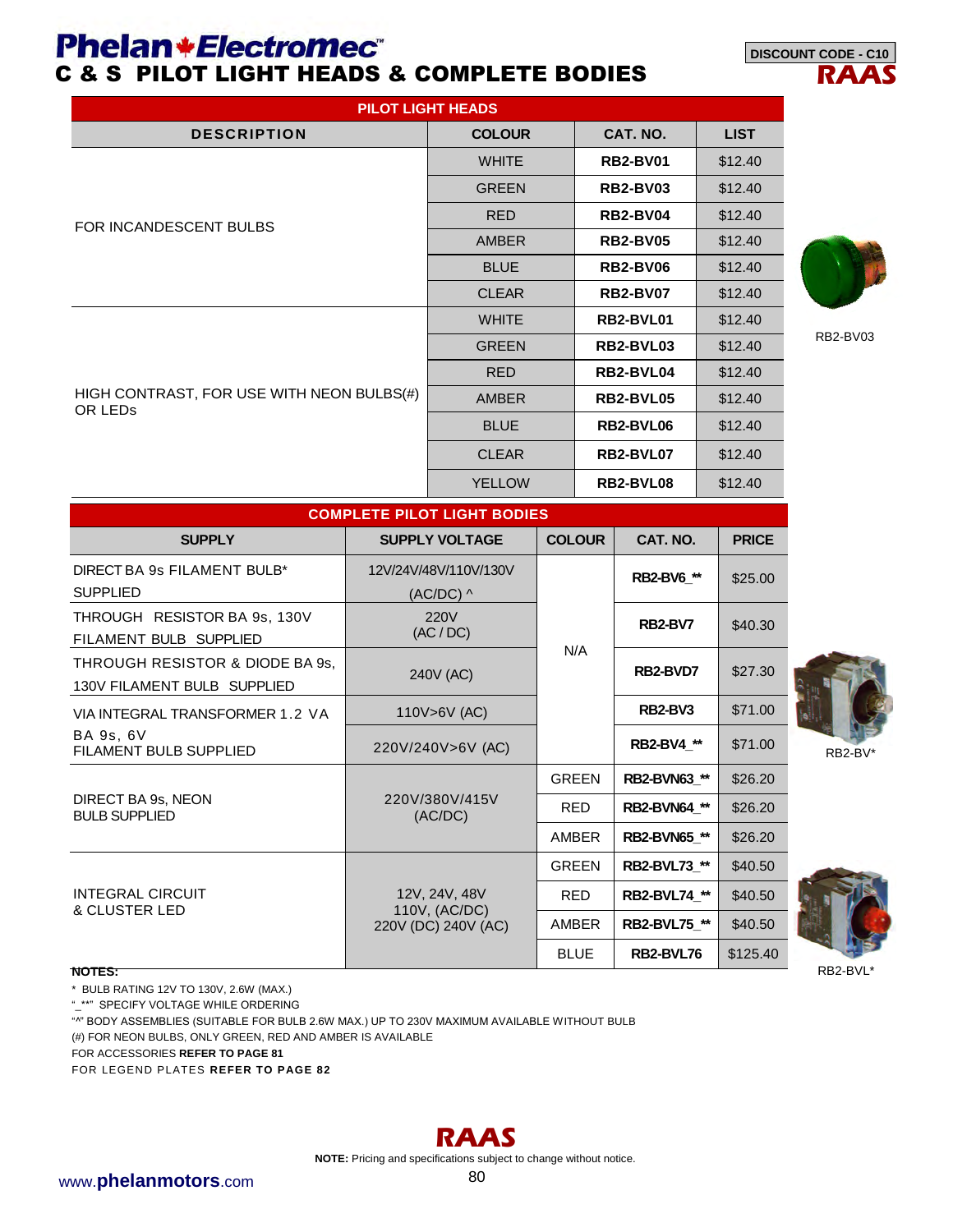# Phelan Electromec

## C & S PILOT LIGHT HEADS & COMPLETE BODIES

DISCOUNT CODE - C10

RAAS

| PILOT LIGHT HEADS | | | |
|---|---|---|---|
| **DESCRIPTION** | **COLOUR** | **CAT. NO.** | **LIST** |
| FOR INCANDESCENT BULBS | WHITE | **RB2-BV01** | $12.40 |
| | GREEN | **RB2-BV03** | $12.40 |
| | RED | **RB2-BV04** | $12.40 |
| | AMBER | **RB2-BV05** | $12.40 |
| | BLUE | **RB2-BV06** | $12.40 |
| | CLEAR | **RB2-BV07** | $12.40 |
| HIGH CONTRAST, FOR USE WITH NEON BULBS(#) OR LEDs | WHITE | **RB2-BVL01** | $12.40 |
| | GREEN | **RB2-BVL03** | $12.40 |
| | RED | **RB2-BVL04** | $12.40 |
| | AMBER | **RB2-BVL05** | $12.40 |
| | BLUE | **RB2-BVL06** | $12.40 |
| | CLEAR | **RB2-BVL07** | $12.40 |
| | YELLOW | **RB2-BVL08** | $12.40 |

RB2-BV03

| COMPLETE PILOT LIGHT BODIES | | | | |
|---|---|---|---|---|
| **SUPPLY** | **SUPPLY VOLTAGE** | **COLOUR** | **CAT. NO.** | **PRICE** |
| DIRECT BA 9s FILAMENT BULB* SUPPLIED | 12V/24V/48V/110V/130V (AC/DC) ^ | N/A | **RB2-BV6_\*\*** | $25.00 |
| THROUGH RESISTOR BA 9s, 130V FILAMENT BULB SUPPLIED | 220V (AC / DC) | | **RB2-BV7** | $40.30 |
| THROUGH RESISTOR & DIODE BA 9s, 130V FILAMENT BULB SUPPLIED | 240V (AC) | | **RB2-BVD7** | $27.30 |
| VIA INTEGRAL TRANSFORMER 1.2 VA BA 9s, 6V FILAMENT BULB SUPPLIED | 110V>6V (AC) | | **RB2-BV3** | $71.00 |
| | 220V/240V>6V (AC) | | **RB2-BV4_\*\*** | $71.00 |
| DIRECT BA 9s, NEON BULB SUPPLIED | 220V/380V/415V (AC/DC) | GREEN | **RB2-BVN63_\*\*** | $26.20 |
| | | RED | **RB2-BVN64_\*\*** | $26.20 |
| | | AMBER | **RB2-BVN65_\*\*** | $26.20 |
| INTEGRAL CIRCUIT & CLUSTER LED | 12V, 24V, 48V 110V, (AC/DC) 220V (DC) 240V (AC) | GREEN | **RB2-BVL73_\*\*** | $40.50 |
| | | RED | **RB2-BVL74_\*\*** | $40.50 |
| | | AMBER | **RB2-BVL75_\*\*** | $40.50 |
| | | BLUE | **RB2-BVL76** | $125.40 |

RB2-BV*

RB2-BVL*

**NOTES:**

\* BULB RATING 12V TO 130V, 2.6W (MAX.)

"_**" SPECIFY VOLTAGE WHILE ORDERING

"^" BODY ASSEMBLIES (SUITABLE FOR BULB 2.6W MAX.) UP TO 230V MAXIMUM AVAILABLE WITHOUT BULB

(#) FOR NEON BULBS, ONLY GREEN, RED AND AMBER IS AVAILABLE

FOR ACCESSORIES **REFER TO PAGE 81**

FOR LEGEND PLATES **REFER TO PAGE 82**

RAAS

**NOTE:** Pricing and specifications subject to change without notice.

www.**phelanmotors**.com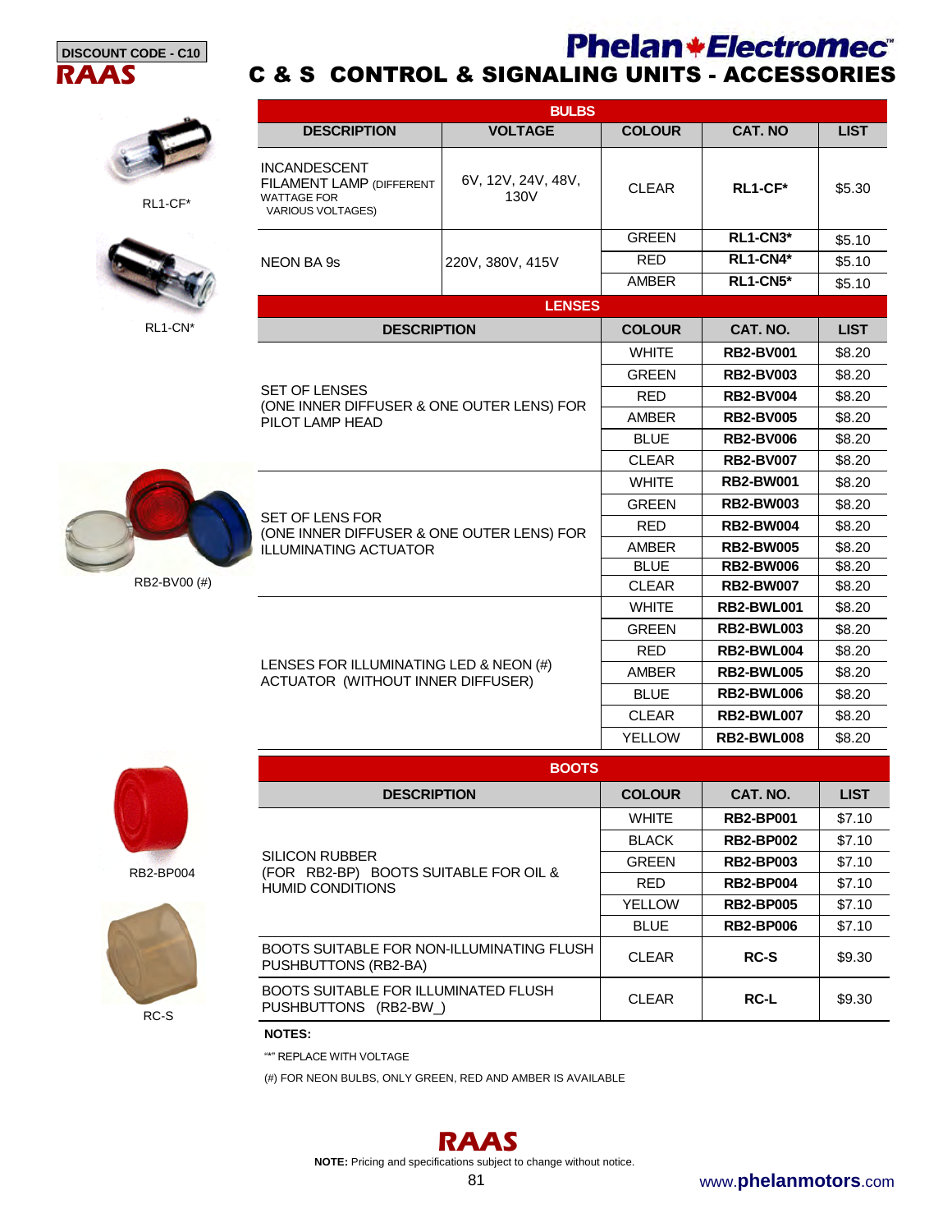DISCOUNT CODE - C10

RAAS

Phelan Electromec

# C & S CONTROL & SIGNALING UNITS - ACCESSORIES

RL1-CF*

RL1-CN*

RB2-BV00 (#)

RB2-BP004

RC-S

| BULBS | | | | |
|---|---|---|---|---|
| DESCRIPTION | VOLTAGE | COLOUR | CAT. NO | LIST |
| INCANDESCENT FILAMENT LAMP (DIFFERENT WATTAGE FOR VARIOUS VOLTAGES) | 6V, 12V, 24V, 48V, 130V | CLEAR | **RL1-CF*** | $5.30 |
| NEON BA 9s | 220V, 380V, 415V | GREEN | **RL1-CN3*** | $5.10 |
| | | RED | **RL1-CN4*** | $5.10 |
| | | AMBER | **RL1-CN5*** | $5.10 |

| LENSES | | | |
|---|---|---|---|
| DESCRIPTION | COLOUR | CAT. NO. | LIST |
| SET OF LENSES (ONE INNER DIFFUSER & ONE OUTER LENS) FOR PILOT LAMP HEAD | WHITE | **RB2-BV001** | $8.20 |
| | GREEN | **RB2-BV003** | $8.20 |
| | RED | **RB2-BV004** | $8.20 |
| | AMBER | **RB2-BV005** | $8.20 |
| | BLUE | **RB2-BV006** | $8.20 |
| | CLEAR | **RB2-BV007** | $8.20 |
| SET OF LENS FOR (ONE INNER DIFFUSER & ONE OUTER LENS) FOR ILLUMINATING ACTUATOR | WHITE | **RB2-BW001** | $8.20 |
| | GREEN | **RB2-BW003** | $8.20 |
| | RED | **RB2-BW004** | $8.20 |
| | AMBER | **RB2-BW005** | $8.20 |
| | BLUE | **RB2-BW006** | $8.20 |
| | CLEAR | **RB2-BW007** | $8.20 |
| LENSES FOR ILLUMINATING LED & NEON (#) ACTUATOR (WITHOUT INNER DIFFUSER) | WHITE | **RB2-BWL001** | $8.20 |
| | GREEN | **RB2-BWL003** | $8.20 |
| | RED | **RB2-BWL004** | $8.20 |
| | AMBER | **RB2-BWL005** | $8.20 |
| | BLUE | **RB2-BWL006** | $8.20 |
| | CLEAR | **RB2-BWL007** | $8.20 |
| | YELLOW | **RB2-BWL008** | $8.20 |

| BOOTS | | | |
|---|---|---|---|
| DESCRIPTION | COLOUR | CAT. NO. | LIST |
| SILICON RUBBER (FOR RB2-BP) BOOTS SUITABLE FOR OIL & HUMID CONDITIONS | WHITE | **RB2-BP001** | $7.10 |
| | BLACK | **RB2-BP002** | $7.10 |
| | GREEN | **RB2-BP003** | $7.10 |
| | RED | **RB2-BP004** | $7.10 |
| | YELLOW | **RB2-BP005** | $7.10 |
| | BLUE | **RB2-BP006** | $7.10 |
| BOOTS SUITABLE FOR NON-ILLUMINATING FLUSH PUSHBUTTONS (RB2-BA) | CLEAR | **RC-S** | $9.30 |
| BOOTS SUITABLE FOR ILLUMINATED FLUSH PUSHBUTTONS (RB2-BW_) | CLEAR | **RC-L** | $9.30 |

**NOTES:**

"*" REPLACE WITH VOLTAGE

(#) FOR NEON BULBS, ONLY GREEN, RED AND AMBER IS AVAILABLE

RAAS

**NOTE:** Pricing and specifications subject to change without notice.

www.**phelanmotors**.com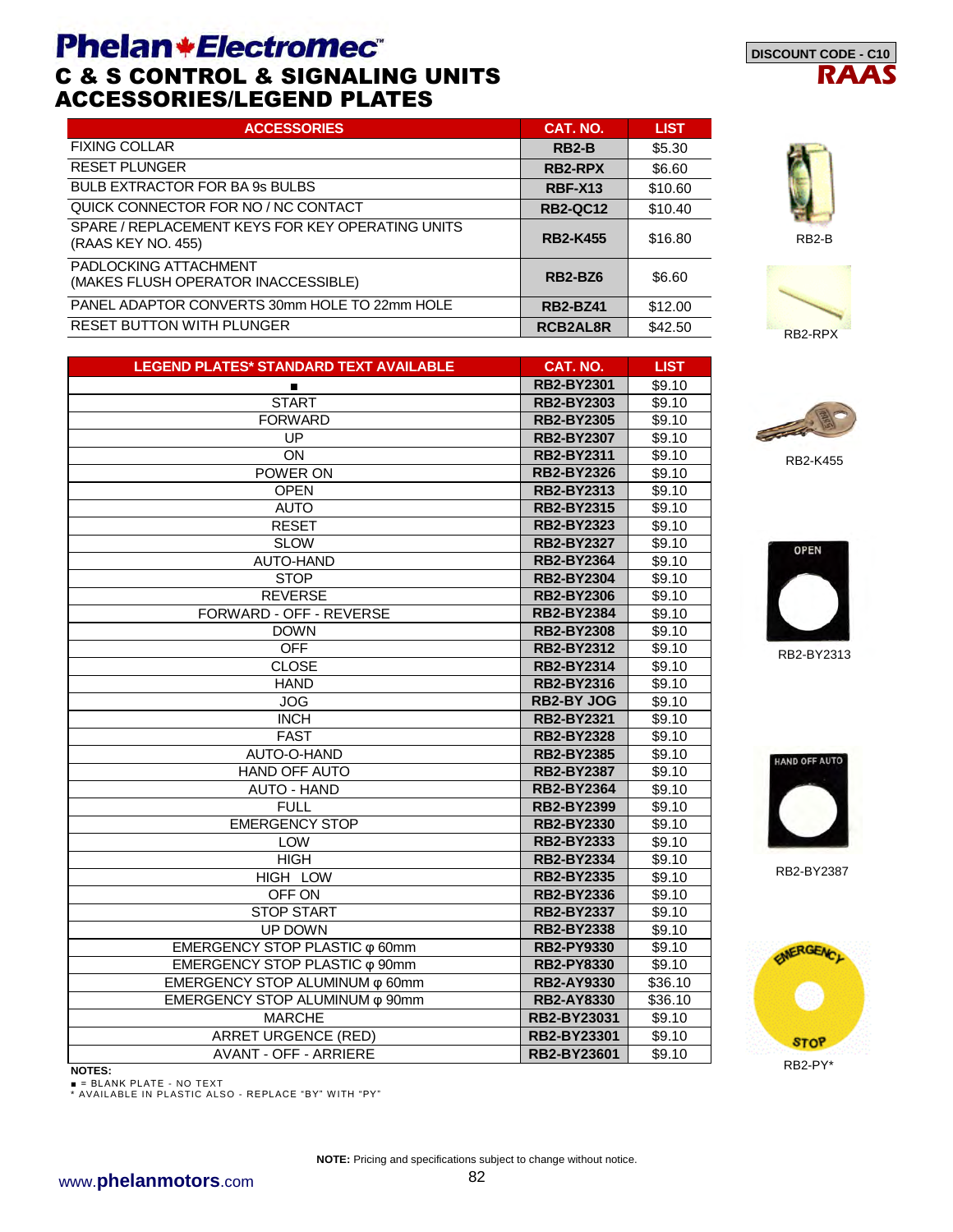# Phelan✦ElectroMec™

## C & S CONTROL & SIGNALING UNITS
## ACCESSORIES/LEGEND PLATES

**DISCOUNT CODE - C10**

**RAAS**

| ACCESSORIES | CAT. NO. | LIST |
|---|---|---|
| FIXING COLLAR | RB2-B | $5.30 |
| RESET PLUNGER | RB2-RPX | $6.60 |
| BULB EXTRACTOR FOR BA 9s BULBS | RBF-X13 | $10.60 |
| QUICK CONNECTOR FOR NO / NC CONTACT | RB2-QC12 | $10.40 |
| SPARE / REPLACEMENT KEYS FOR KEY OPERATING UNITS (RAAS KEY NO. 455) | RB2-K455 | $16.80 |
| PADLOCKING ATTACHMENT (MAKES FLUSH OPERATOR INACCESSIBLE) | RB2-BZ6 | $6.60 |
| PANEL ADAPTOR CONVERTS 30mm HOLE TO 22mm HOLE | RB2-BZ41 | $12.00 |
| RESET BUTTON WITH PLUNGER | RCB2AL8R | $42.50 |

RB2-B

RB2-RPX

| LEGEND PLATES* STANDARD TEXT AVAILABLE | CAT. NO. | LIST |
|---|---|---|
| ■ | RB2-BY2301 | $9.10 |
| START | RB2-BY2303 | $9.10 |
| FORWARD | RB2-BY2305 | $9.10 |
| UP | RB2-BY2307 | $9.10 |
| ON | RB2-BY2311 | $9.10 |
| POWER ON | RB2-BY2326 | $9.10 |
| OPEN | RB2-BY2313 | $9.10 |
| AUTO | RB2-BY2315 | $9.10 |
| RESET | RB2-BY2323 | $9.10 |
| SLOW | RB2-BY2327 | $9.10 |
| AUTO-HAND | RB2-BY2364 | $9.10 |
| STOP | RB2-BY2304 | $9.10 |
| REVERSE | RB2-BY2306 | $9.10 |
| FORWARD - OFF - REVERSE | RB2-BY2384 | $9.10 |
| DOWN | RB2-BY2308 | $9.10 |
| OFF | RB2-BY2312 | $9.10 |
| CLOSE | RB2-BY2314 | $9.10 |
| HAND | RB2-BY2316 | $9.10 |
| JOG | RB2-BY JOG | $9.10 |
| INCH | RB2-BY2321 | $9.10 |
| FAST | RB2-BY2328 | $9.10 |
| AUTO-O-HAND | RB2-BY2385 | $9.10 |
| HAND OFF AUTO | RB2-BY2387 | $9.10 |
| AUTO - HAND | RB2-BY2364 | $9.10 |
| FULL | RB2-BY2399 | $9.10 |
| EMERGENCY STOP | RB2-BY2330 | $9.10 |
| LOW | RB2-BY2333 | $9.10 |
| HIGH | RB2-BY2334 | $9.10 |
| HIGH LOW | RB2-BY2335 | $9.10 |
| OFF ON | RB2-BY2336 | $9.10 |
| STOP START | RB2-BY2337 | $9.10 |
| UP DOWN | RB2-BY2338 | $9.10 |
| EMERGENCY STOP PLASTIC φ 60mm | RB2-PY9330 | $9.10 |
| EMERGENCY STOP PLASTIC φ 90mm | RB2-PY8330 | $9.10 |
| EMERGENCY STOP ALUMINUM φ 60mm | RB2-AY9330 | $36.10 |
| EMERGENCY STOP ALUMINUM φ 90mm | RB2-AY8330 | $36.10 |
| MARCHE | RB2-BY23031 | $9.10 |
| ARRET URGENCE (RED) | RB2-BY23301 | $9.10 |
| AVANT - OFF - ARRIERE | RB2-BY23601 | $9.10 |

RB2-K455

RB2-BY2313

RB2-BY2387

RB2-PY*

**NOTES:**
■ = BLANK PLATE - NO TEXT
* AVAILABLE IN PLASTIC ALSO - REPLACE "BY" WITH "PY"

**NOTE:** Pricing and specifications subject to change without notice.

www.**phelanmotors**.com